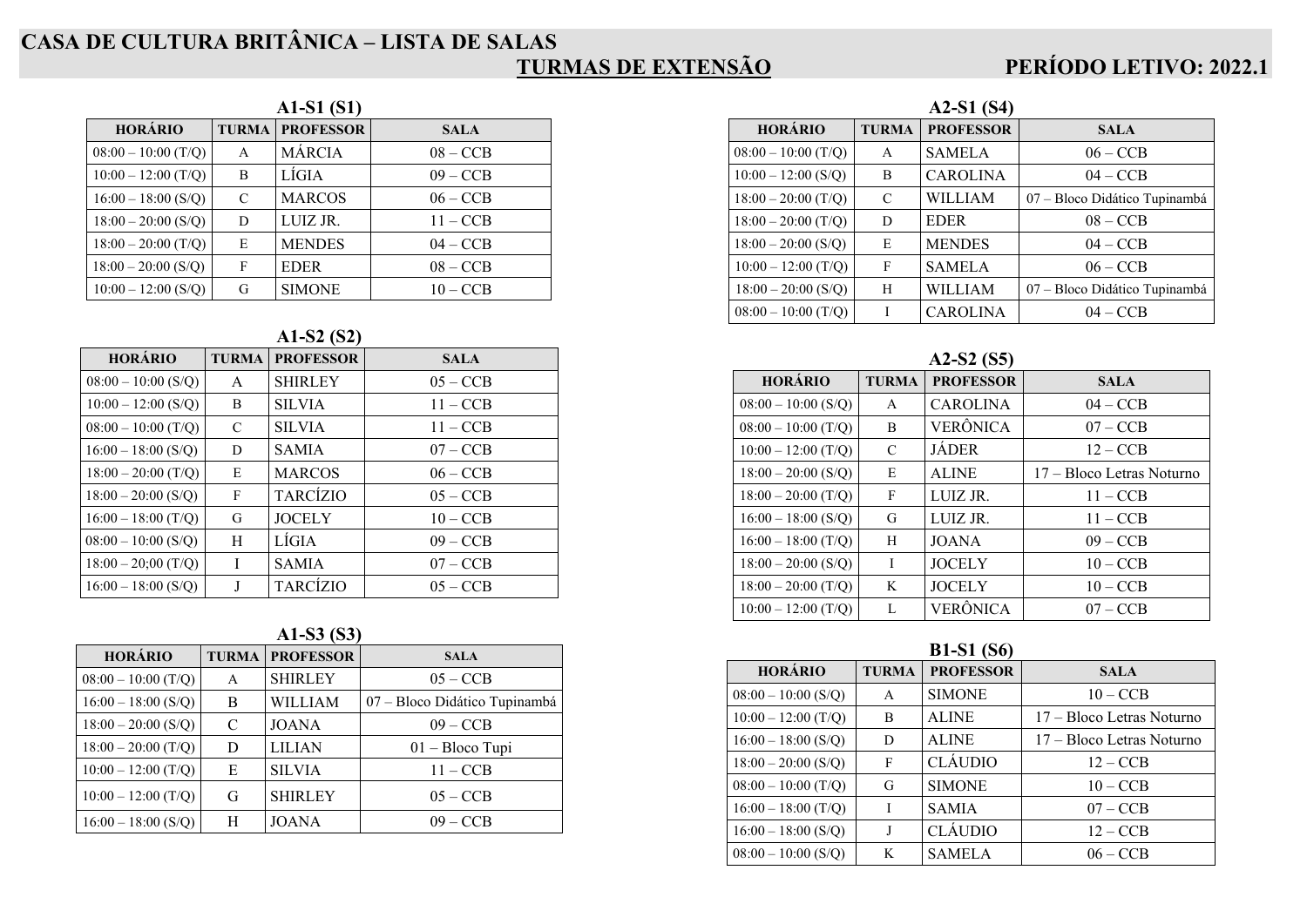# CASA DE CULTURA BRITÂNICA – LISTA DE SALAS

## TURMAS DE EXTENSÃO — PERÍODO LETIVO: 2022.1

### A1-S1 (S1)

| HORÁRIO | TURMA | PROFESSOR | SALA |
|---|---|---|---|
| 08:00 – 10:00 (T/Q) | A | MÁRCIA | 08 – CCB |
| 10:00 – 12:00 (T/Q) | B | LÍGIA | 09 – CCB |
| 16:00 – 18:00 (S/Q) | C | MARCOS | 06 – CCB |
| 18:00 – 20:00 (S/Q) | D | LUIZ JR. | 11 – CCB |
| 18:00 – 20:00 (T/Q) | E | MENDES | 04 – CCB |
| 18:00 – 20:00 (S/Q) | F | EDER | 08 – CCB |
| 10:00 – 12:00 (S/Q) | G | SIMONE | 10 – CCB |

### A1-S2 (S2)

| HORÁRIO | TURMA | PROFESSOR | SALA |
|---|---|---|---|
| 08:00 – 10:00 (S/Q) | A | SHIRLEY | 05 – CCB |
| 10:00 – 12:00 (S/Q) | B | SILVIA | 11 – CCB |
| 08:00 – 10:00 (T/Q) | C | SILVIA | 11 – CCB |
| 16:00 – 18:00 (S/Q) | D | SAMIA | 07 – CCB |
| 18:00 – 20:00 (T/Q) | E | MARCOS | 06 – CCB |
| 18:00 – 20:00 (S/Q) | F | TARCÍZIO | 05 – CCB |
| 16:00 – 18:00 (T/Q) | G | JOCELY | 10 – CCB |
| 08:00 – 10:00 (S/Q) | H | LÍGIA | 09 – CCB |
| 18:00 – 20;00 (T/Q) | I | SAMIA | 07 – CCB |
| 16:00 – 18:00 (S/Q) | J | TARCÍZIO | 05 – CCB |

### A1-S3 (S3)

| HORÁRIO | TURMA | PROFESSOR | SALA |
|---|---|---|---|
| 08:00 – 10:00 (T/Q) | A | SHIRLEY | 05 – CCB |
| 16:00 – 18:00 (S/Q) | B | WILLIAM | 07 – Bloco Didático Tupinambá |
| 18:00 – 20:00 (S/Q) | C | JOANA | 09 – CCB |
| 18:00 – 20:00 (T/Q) | D | LILIAN | 01 – Bloco Tupi |
| 10:00 – 12:00 (T/Q) | E | SILVIA | 11 – CCB |
| 10:00 – 12:00 (T/Q) | G | SHIRLEY | 05 – CCB |
| 16:00 – 18:00 (S/Q) | H | JOANA | 09 – CCB |

### A2-S1 (S4)

| HORÁRIO | TURMA | PROFESSOR | SALA |
|---|---|---|---|
| 08:00 – 10:00 (T/Q) | A | SAMELA | 06 – CCB |
| 10:00 – 12:00 (S/Q) | B | CAROLINA | 04 – CCB |
| 18:00 – 20:00 (T/Q) | C | WILLIAM | 07 – Bloco Didático Tupinambá |
| 18:00 – 20:00 (T/Q) | D | EDER | 08 – CCB |
| 18:00 – 20:00 (S/Q) | E | MENDES | 04 – CCB |
| 10:00 – 12:00 (T/Q) | F | SAMELA | 06 – CCB |
| 18:00 – 20:00 (S/Q) | H | WILLIAM | 07 – Bloco Didático Tupinambá |
| 08:00 – 10:00 (T/Q) | I | CAROLINA | 04 – CCB |

### A2-S2 (S5)

| HORÁRIO | TURMA | PROFESSOR | SALA |
|---|---|---|---|
| 08:00 – 10:00 (S/Q) | A | CAROLINA | 04 – CCB |
| 08:00 – 10:00 (T/Q) | B | VERÔNICA | 07 – CCB |
| 10:00 – 12:00 (T/Q) | C | JÁDER | 12 – CCB |
| 18:00 – 20:00 (S/Q) | E | ALINE | 17 – Bloco Letras Noturno |
| 18:00 – 20:00 (T/Q) | F | LUIZ JR. | 11 – CCB |
| 16:00 – 18:00 (S/Q) | G | LUIZ JR. | 11 – CCB |
| 16:00 – 18:00 (T/Q) | H | JOANA | 09 – CCB |
| 18:00 – 20:00 (S/Q) | I | JOCELY | 10 – CCB |
| 18:00 – 20:00 (T/Q) | K | JOCELY | 10 – CCB |
| 10:00 – 12:00 (T/Q) | L | VERÔNICA | 07 – CCB |

### B1-S1 (S6)

| HORÁRIO | TURMA | PROFESSOR | SALA |
|---|---|---|---|
| 08:00 – 10:00 (S/Q) | A | SIMONE | 10 – CCB |
| 10:00 – 12:00 (T/Q) | B | ALINE | 17 – Bloco Letras Noturno |
| 16:00 – 18:00 (S/Q) | D | ALINE | 17 – Bloco Letras Noturno |
| 18:00 – 20:00 (S/Q) | F | CLÁUDIO | 12 – CCB |
| 08:00 – 10:00 (T/Q) | G | SIMONE | 10 – CCB |
| 16:00 – 18:00 (T/Q) | I | SAMIA | 07 – CCB |
| 16:00 – 18:00 (S/Q) | J | CLÁUDIO | 12 – CCB |
| 08:00 – 10:00 (S/Q) | K | SAMELA | 06 – CCB |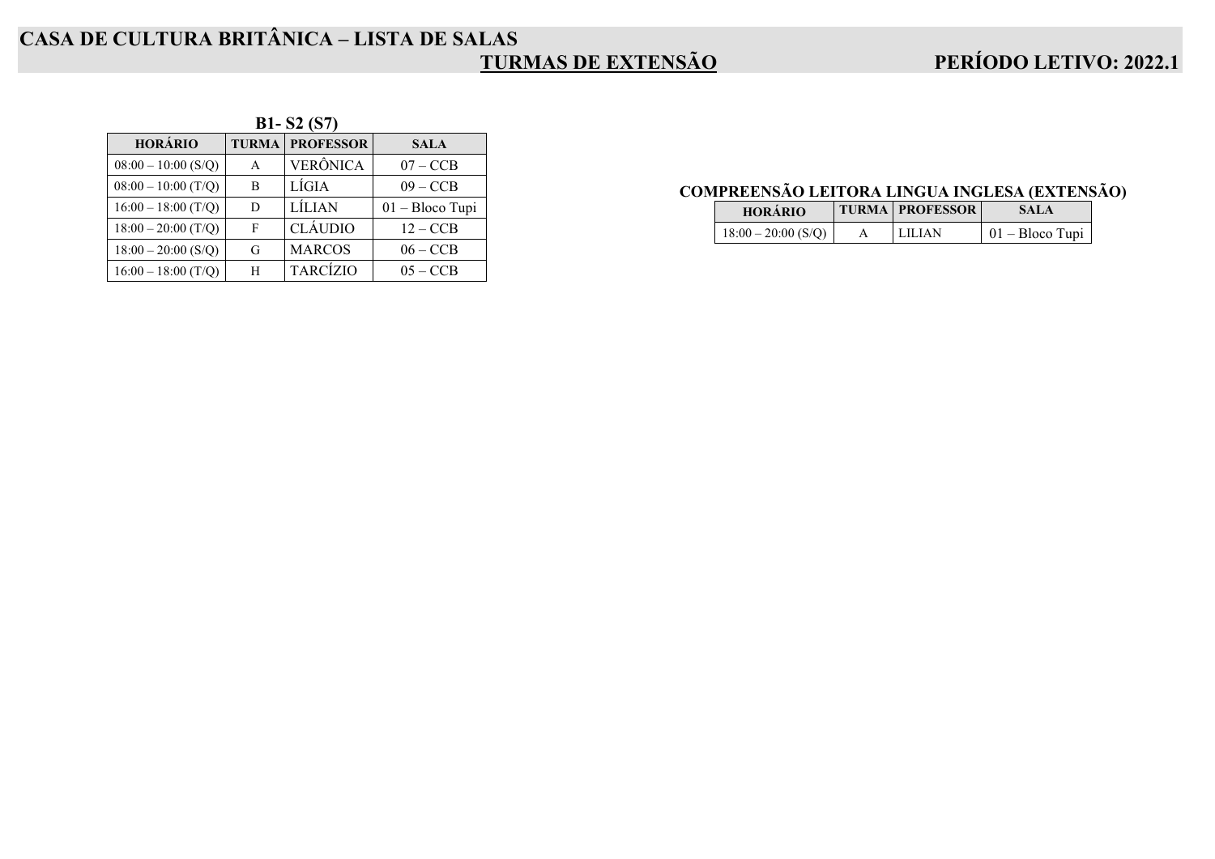# CASA DE CULTURA BRITÂNICA – LISTA DE SALAS

## TURMAS DE EXTENSÃO

## PERÍODO LETIVO: 2022.1

**B1- S2 (S7)**

| HORÁRIO | TURMA | PROFESSOR | SALA |
|---|---|---|---|
| 08:00 – 10:00 (S/Q) | A | VERÔNICA | 07 – CCB |
| 08:00 – 10:00 (T/Q) | B | LÍGIA | 09 – CCB |
| 16:00 – 18:00 (T/Q) | D | LÍLIAN | 01 – Bloco Tupi |
| 18:00 – 20:00 (T/Q) | F | CLÁUDIO | 12 – CCB |
| 18:00 – 20:00 (S/Q) | G | MARCOS | 06 – CCB |
| 16:00 – 18:00 (T/Q) | H | TARCÍZIO | 05 – CCB |

**COMPREENSÃO LEITORA LINGUA INGLESA (EXTENSÃO)**

| HORÁRIO | TURMA | PROFESSOR | SALA |
|---|---|---|---|
| 18:00 – 20:00 (S/Q) | A | LILIAN | 01 – Bloco Tupi |